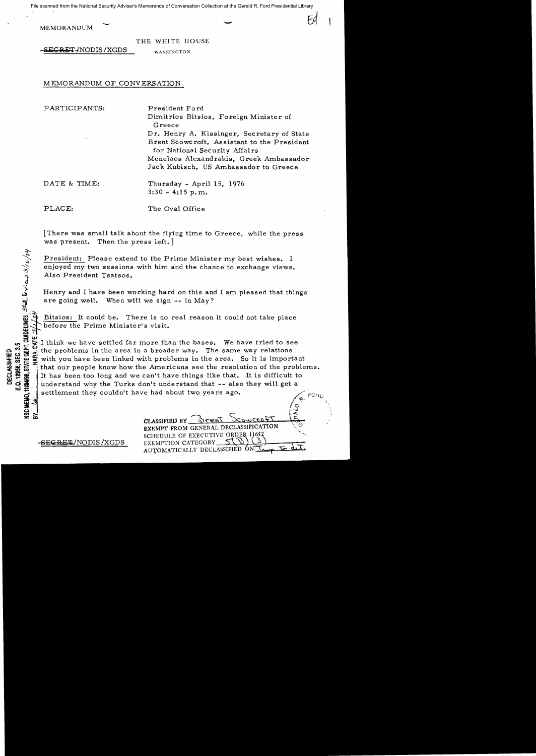MEMORANDUM

THE WHITE HOUSE

~~SECRET~~/NODIS/XGDS WASHINGTON

MEMORANDUM OF CONVERSATION

PARTICIPANTS: President Ford
Dimitrios Bitsios, Foreign Minister of Greece
Dr. Henry A. Kissinger, Secretary of State
Brent Scowcroft, Assistant to the President for National Security Affairs
Menelaos Alexandrakis, Greek Ambassador
Jack Kubisch, US Ambassador to Greece

DATE & TIME: Thursday - April 15, 1976
3:30 - 4:15 p.m.

PLACE: The Oval Office

[There was small talk about the flying time to Greece, while the press was present. Then the press left.]

President: Please extend to the Prime Minister my best wishes. I enjoyed my two sessions with him and the chance to exchange views. Also President Tsatsos.

Henry and I have been working hard on this and I am pleased that things are going well. When will we sign -- in May?

Bitsios: It could be. There is no real reason it could not take place before the Prime Minister's visit.

I think we have settled far more than the bases. We have tried to see the problems in the area in a broader way. The same way relations with you have been linked with problems in the area. So it is important that our people know how the Americans see the resolution of the problems. It has been too long and we can't have things like that. It is difficult to understand why the Turks don't understand that -- also they will get a settlement they couldn't have had about two years ago.

~~SECRET~~/NODIS/XGDS

CLASSIFIED BY Brent Scowcroft
EXEMPT FROM GENERAL DECLASSIFICATION SCHEDULE OF EXECUTIVE ORDER 11652
EXEMPTION CATEGORY 5(B)(3)
AUTOMATICALLY DECLASSIFIED ON Imp. to det.

DECLASSIFIED
E.O. 12958, SEC. 3.5
NSC MEMO, 11/24/98, STATE DEPT. GUIDELINES State Review 3/12/04
BY ___ NARA, DATE 7/1/04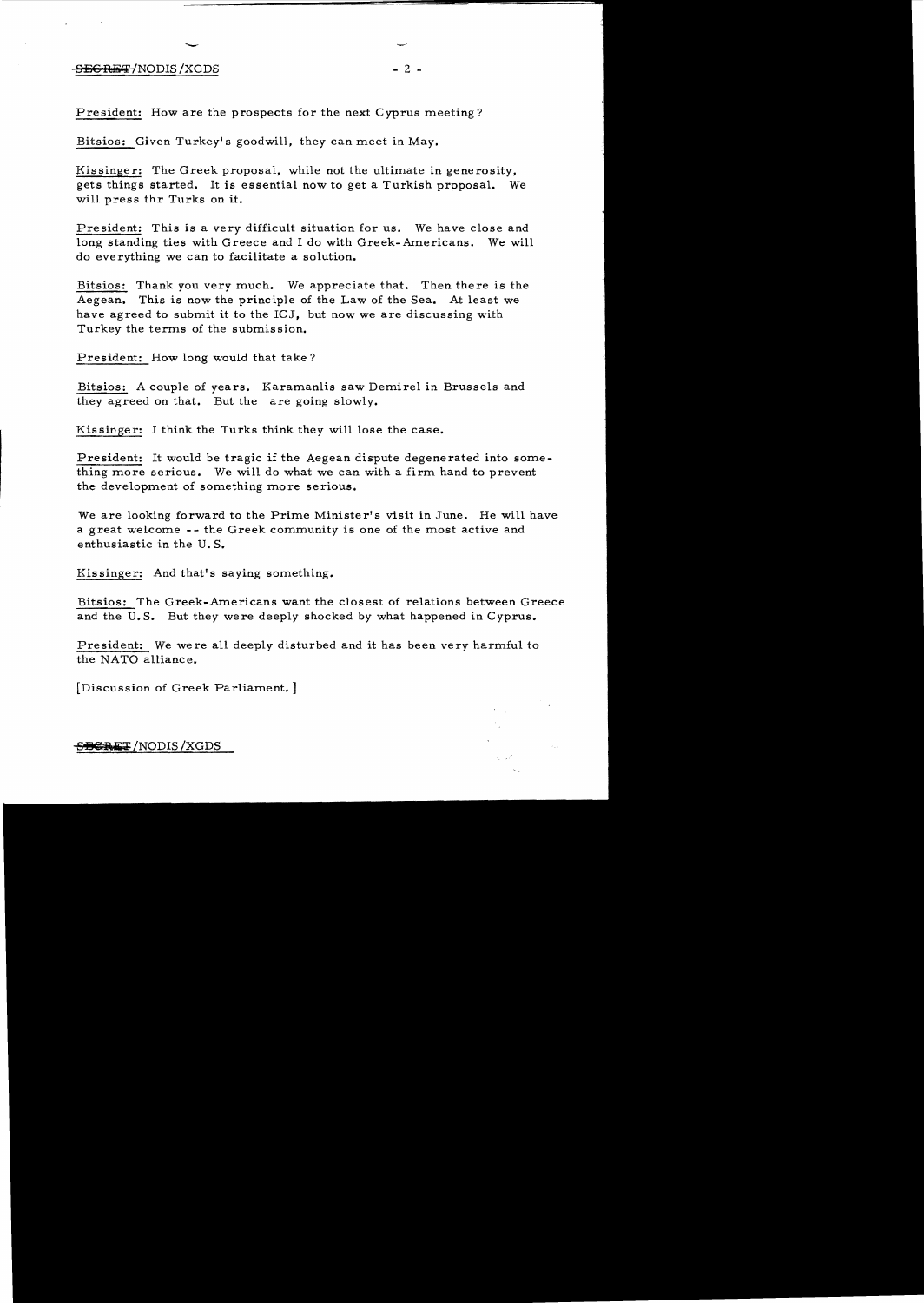President: How are the prospects for the next Cyprus meeting?

Bitsios: Given Turkey's goodwill, they can meet in May.

Kissinger: The Greek proposal, while not the ultimate in generosity, gets things started. It is essential now to get a Turkish proposal. We will press thr Turks on it.

President: This is a very difficult situation for us. We have close and long standing ties with Greece and I do with Greek-Americans. We will do everything we can to facilitate a solution.

Bitsios: Thank you very much. We appreciate that. Then there is the Aegean. This is now the principle of the Law of the Sea. At least we have agreed to submit it to the ICJ, but now we are discussing with Turkey the terms of the submission.

President: How long would that take?

Bitsios: A couple of years. Karamanlis saw Demirel in Brussels and they agreed on that. But the are going slowly.

Kissinger: I think the Turks think they will lose the case.

President: It would be tragic if the Aegean dispute degenerated into something more serious. We will do what we can with a firm hand to prevent the development of something more serious.

We are looking forward to the Prime Minister's visit in June. He will have a great welcome -- the Greek community is one of the most active and enthusiastic in the U. S.

Kissinger: And that's saying something.

Bitsios: The Greek-Americans want the closest of relations between Greece and the U.S. But they were deeply shocked by what happened in Cyprus.

President: We were all deeply disturbed and it has been very harmful to the NATO alliance.

[Discussion of Greek Parliament.]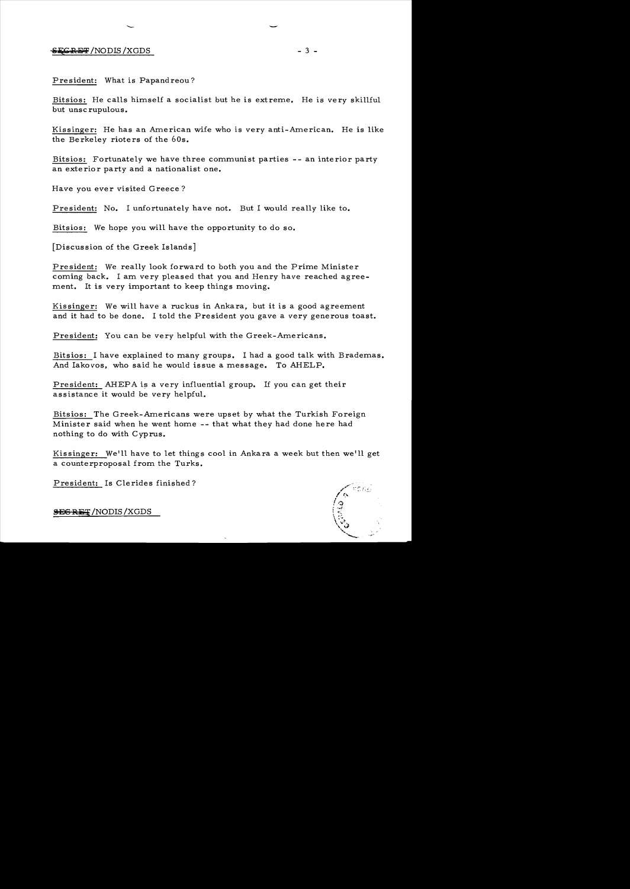President: What is Papandreou?

Bitsios: He calls himself a socialist but he is extreme. He is very skillful but unscrupulous.

Kissinger: He has an American wife who is very anti-American. He is like the Berkeley rioters of the 60s.

Bitsios: Fortunately we have three communist parties -- an interior party an exterior party and a nationalist one.

Have you ever visited Greece?

President: No. I unfortunately have not. But I would really like to.

Bitsios: We hope you will have the opportunity to do so.

[Discussion of the Greek Islands]

President: We really look forward to both you and the Prime Minister coming back. I am very pleased that you and Henry have reached agreement. It is very important to keep things moving.

Kissinger: We will have a ruckus in Ankara, but it is a good agreement and it had to be done. I told the President you gave a very generous toast.

President: You can be very helpful with the Greek-Americans.

Bitsios: I have explained to many groups. I had a good talk with Brademas. And Iakovos, who said he would issue a message. To AHELP.

President: AHEPA is a very influential group. If you can get their assistance it would be very helpful.

Bitsios: The Greek-Americans were upset by what the Turkish Foreign Minister said when he went home -- that what they had done here had nothing to do with Cyprus.

Kissinger: We'll have to let things cool in Ankara a week but then we'll get a counterproposal from the Turks.

President: Is Clerides finished?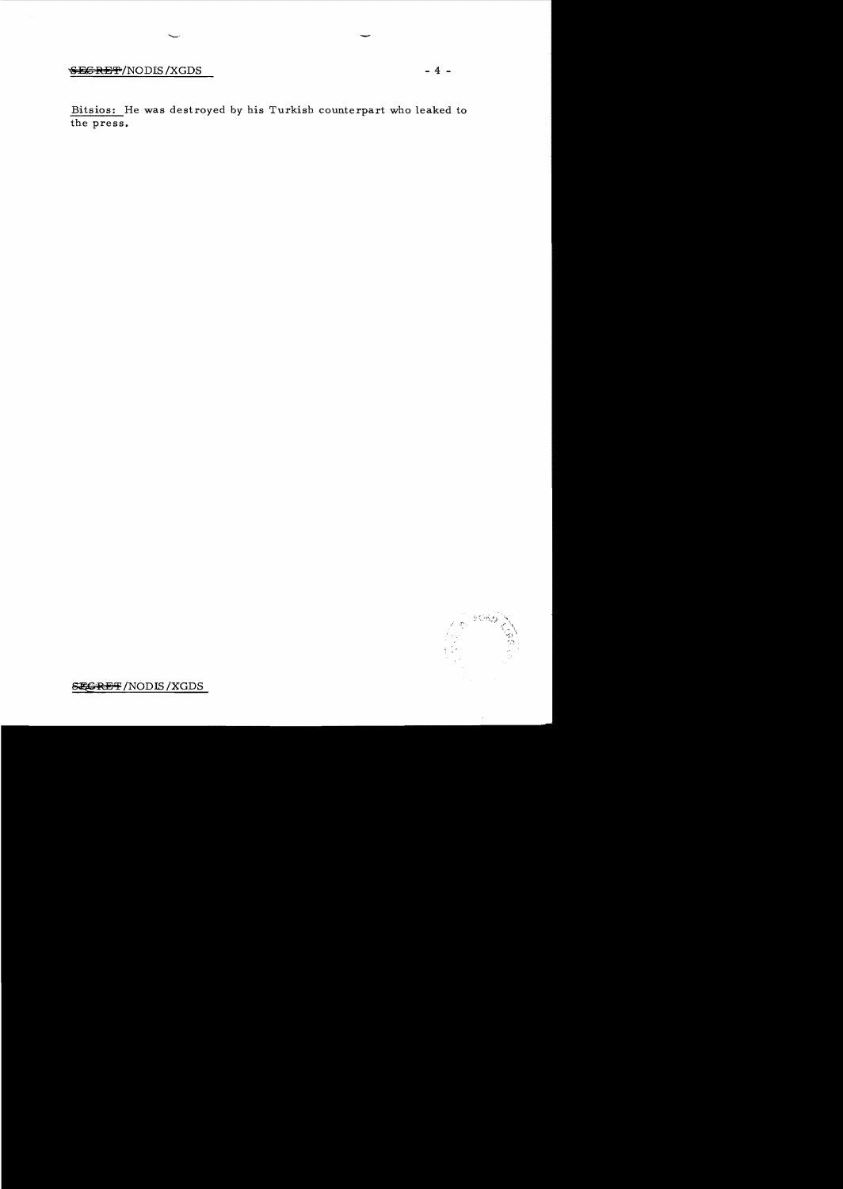Bitsios: He was destroyed by his Turkish counterpart who leaked to the press.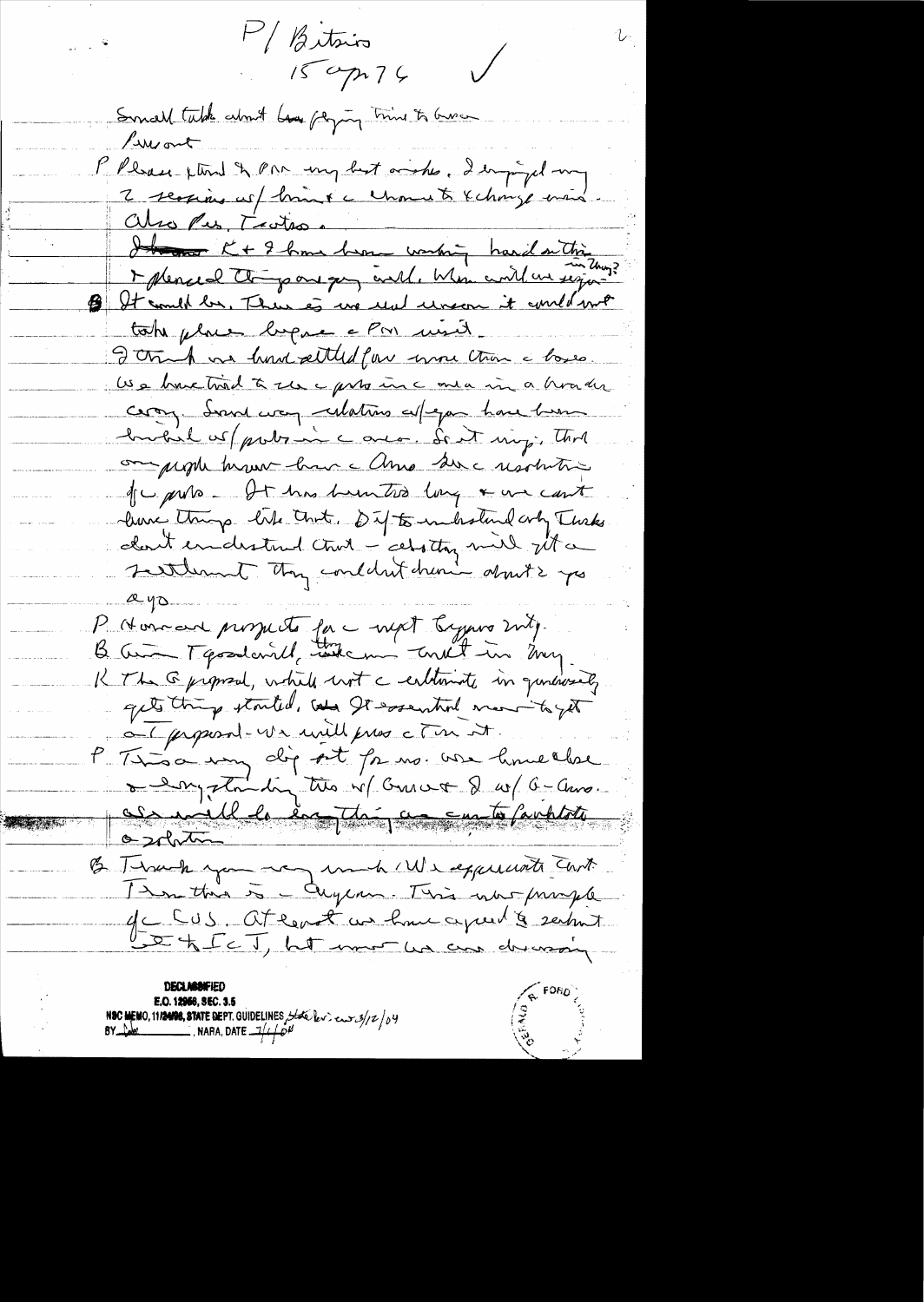P/ Bitsios
15 Apr 76

Small talk about bus flying time to Greece

Turn out

P Please extend to PM my best wishes. I enjoyed my 2 sessions w/ him & a chance to exchange views. Also Pres. Tsatsos.

K + I have been working hard on this & pleased things are going well. When will we sign in Greece?

B It could be. There is no real reason it could not take place before a PM visit.

I think we have settled far more than a bases. We have tried to see a problem in a mea in a broader way. Good way relations w/ you have been linked w/ probs in a area. So it may, that our people know how a Amer side resolution for probs - It has been too long & we can't have things like that. Difficult to understand why Turks don't understand that - whatever will get a settlement they couldn't dream about 2 yrs ago.

P How are prospects for a next Cyprus mtg.

B Given T goodwill, take can meet in May.

K The G proposal, while not a ultimate in generosity gets things started. It essential now to get a T proposal - we will press a T on it.

P This a very dif pt for us. We have close & long standing ties w/ Greece & w/ G-Amer. We will do everything we can to facilitate a solution

B Thank you very much. We appreciate that. From this is a unique. This not principle of a US. At least we have agreed to submit it to ICJ, but now we are discussing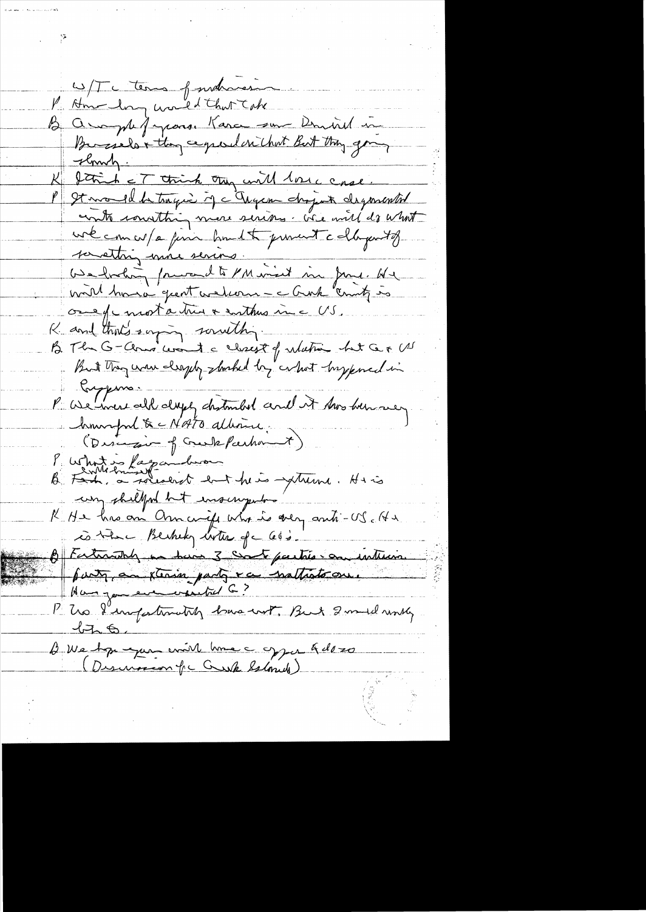W/T the terms of admission

P How long would that take

B A couple of years. Karamanlis was disturbed in Brussels & they explained on that. But they going slowly.

K I think the T think they will lose case.

P It would be tragic if the Aegean dispute degenerated into something more serious. We will do what we can w/o firm hand to prevent the degree to something more serious.

We looking forward to PM visit in June. He will have a great welcome – the Greek community is one of the most active & enthus in the US.

K And that's saying something.

B The G-Americans want the closest of relation but G & US But they were deeply shocked by what happened in Cyprus.

P We were all deeply disturbed and it has been very harmful to the NATO alliance.

(Discussion of Greek Parliament)

P What is Papandreou

B Little himself, a socialist but he is extreme. He is very skillful but unscrupulous

K He has an American wife who is very anti-US. He is the Berkeley writer of the 60's.

B Fortunately we have 3 Scot parties – an interim party, an Stevin party + a nationalist one.

Have you ever visited G?

P No. I unfortunately have not. But I would really like to.

B We hope you will have the opportunity to do so.

(Discussion of the Greek Islands)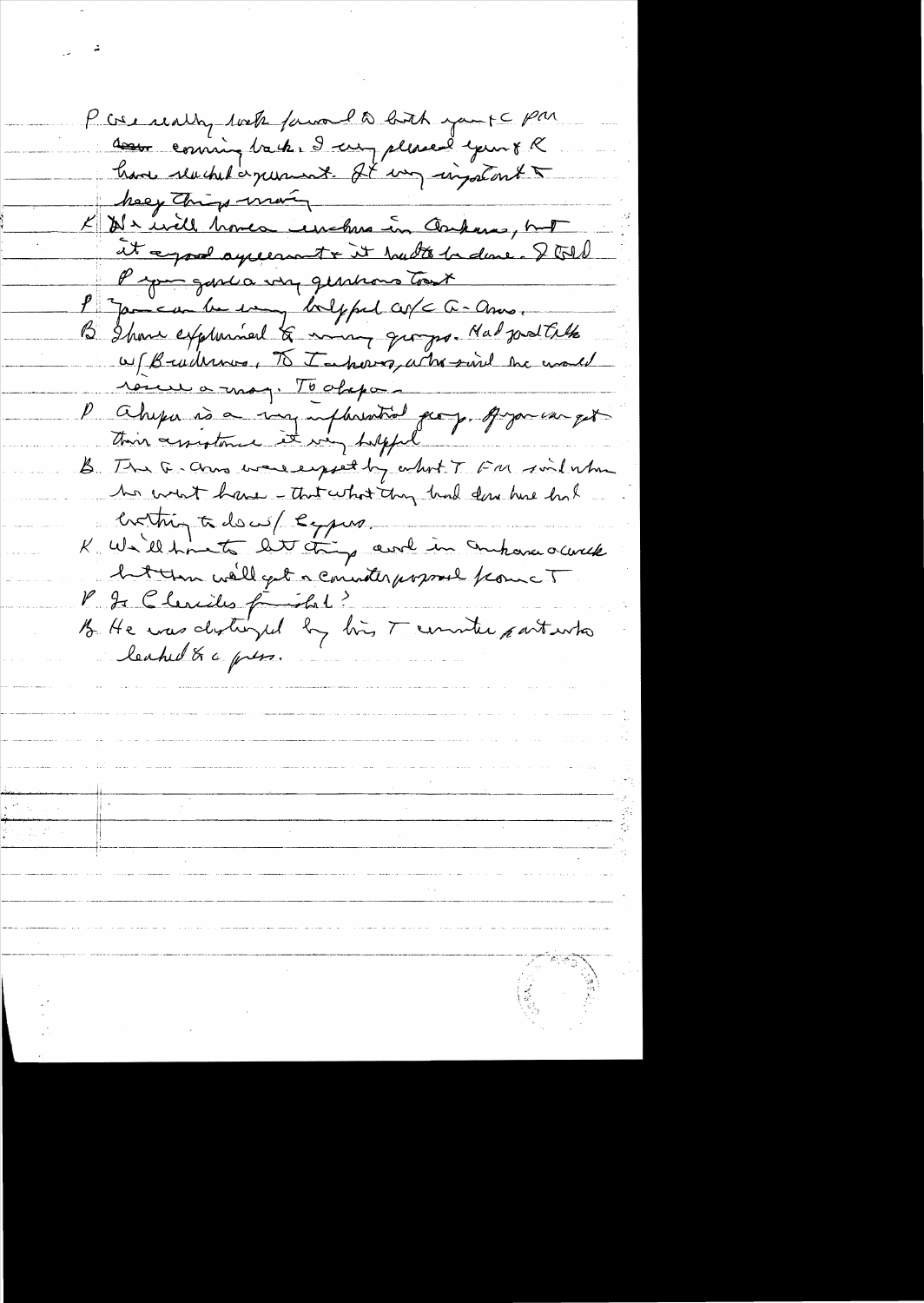P We really look forward to both you & the PM coming back. I am pleased you & K have reached agreement. It is very important to keep things moving.

K We'll have a crisis in Ankara, but it's a good agreement & it had to be done. I told P you gave a very generous toast.

P You can be very helpful w/ the G-Ams.

B I have explained to many groups. Had good talk w/ Brademas, to Ind pers, who said he would issue a msg. To Ahepa –

P Ahepa is a very influential group. If you can get their assistance it very helpful.

B The G-Ams were upset by what T F M said when he went home – that what they had done here had nothing to do w/ Cyprus.

K We'll have to let things cool in Ankara a week but then we'll get a counterproposal from T.

P Is Clerides finished?

B He was disturbed by his T counterpart who leaked to the press.